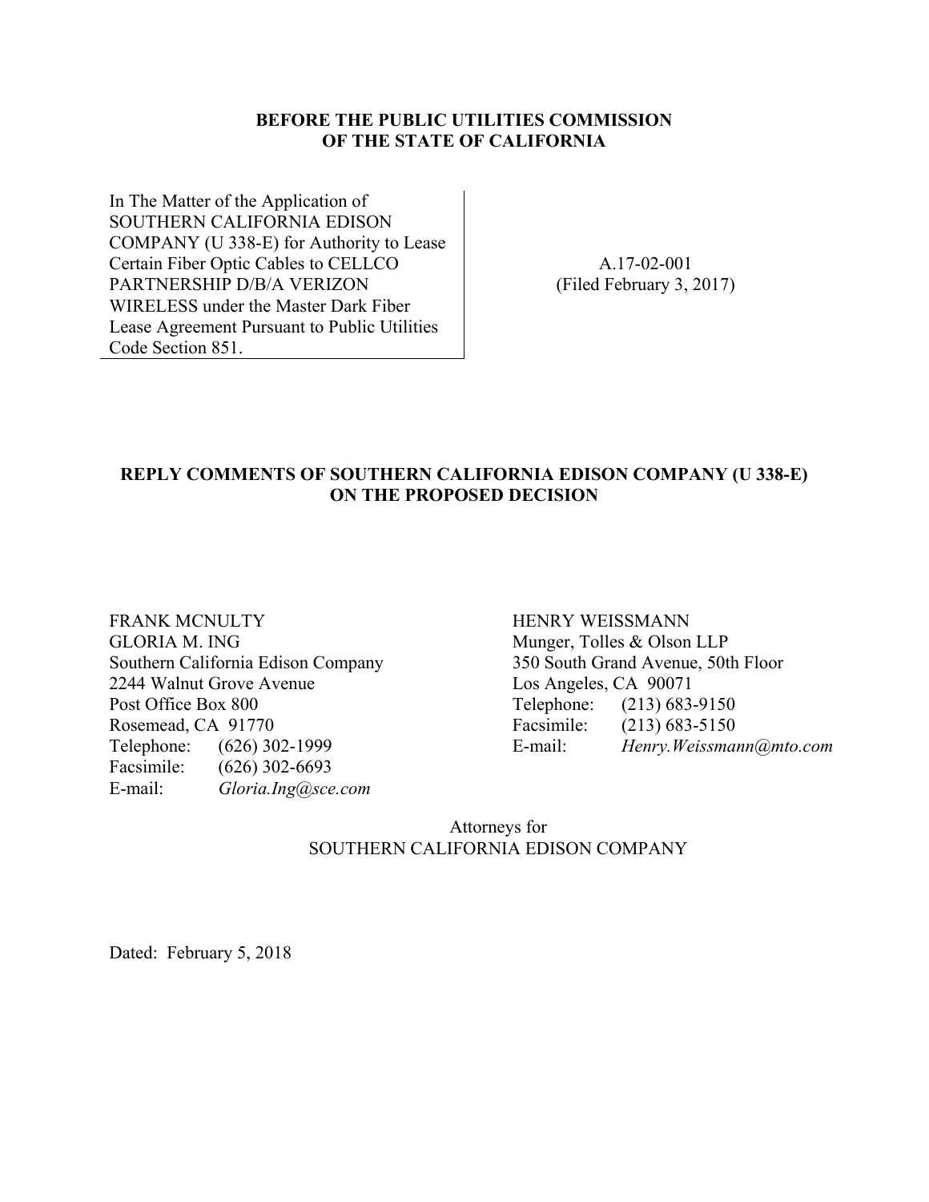**BEFORE THE PUBLIC UTILITIES COMMISSION**
**OF THE STATE OF CALIFORNIA**

| In The Matter of the Application of SOUTHERN CALIFORNIA EDISON COMPANY (U 338-E) for Authority to Lease Certain Fiber Optic Cables to CELLCO PARTNERSHIP D/B/A VERIZON WIRELESS under the Master Dark Fiber Lease Agreement Pursuant to Public Utilities Code Section 851. | A.17-02-001 (Filed February 3, 2017) |
| --- | --- |

**REPLY COMMENTS OF SOUTHERN CALIFORNIA EDISON COMPANY (U 338-E) ON THE PROPOSED DECISION**

FRANK MCNULTY
GLORIA M. ING
Southern California Edison Company
2244 Walnut Grove Avenue
Post Office Box 800
Rosemead, CA 91770
Telephone: (626) 302-1999
Facsimile: (626) 302-6693
E-mail: *Gloria.Ing@sce.com*

HENRY WEISSMANN
Munger, Tolles & Olson LLP
350 South Grand Avenue, 50th Floor
Los Angeles, CA 90071
Telephone: (213) 683-9150
Facsimile: (213) 683-5150
E-mail: *Henry.Weissmann@mto.com*

Attorneys for
SOUTHERN CALIFORNIA EDISON COMPANY

Dated: February 5, 2018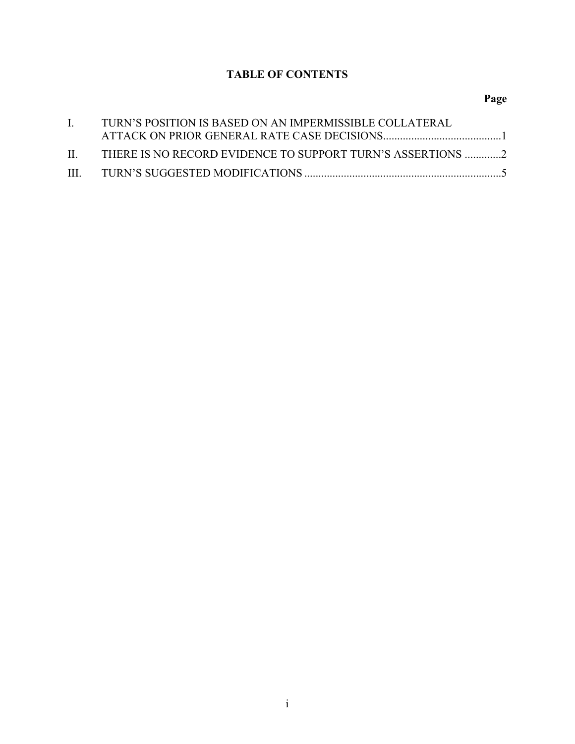# TABLE OF CONTENTS

| | | Page |
|---|---|---|
| I. | TURN'S POSITION IS BASED ON AN IMPERMISSIBLE COLLATERAL ATTACK ON PRIOR GENERAL RATE CASE DECISIONS | 1 |
| II. | THERE IS NO RECORD EVIDENCE TO SUPPORT TURN'S ASSERTIONS | 2 |
| III. | TURN'S SUGGESTED MODIFICATIONS | 5 |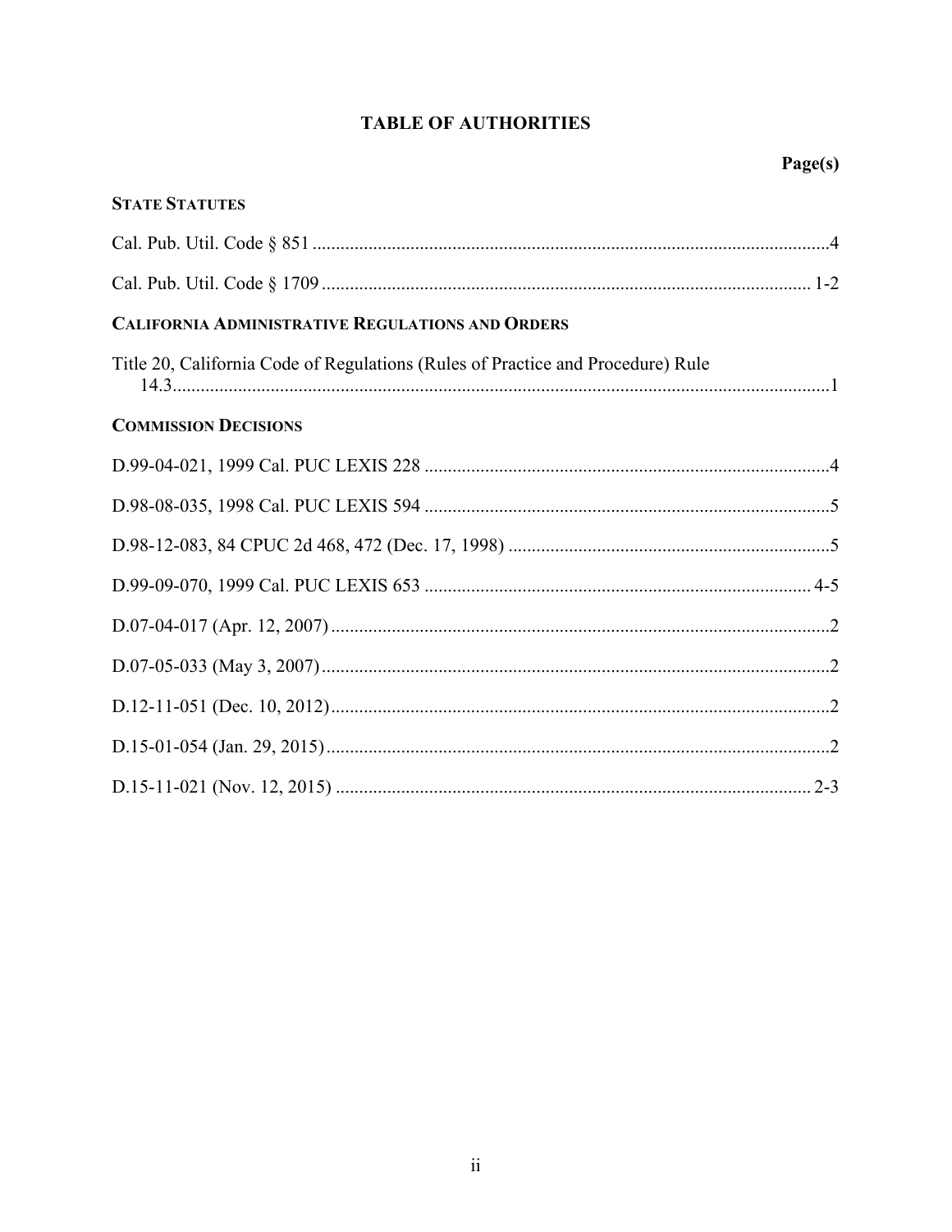# TABLE OF AUTHORITIES

| | Page(s) |
|---|---|
| **STATE STATUTES** | |
| Cal. Pub. Util. Code § 851 | 4 |
| Cal. Pub. Util. Code § 1709 | 1-2 |
| **CALIFORNIA ADMINISTRATIVE REGULATIONS AND ORDERS** | |
| Title 20, California Code of Regulations (Rules of Practice and Procedure) Rule 14.3 | 1 |
| **COMMISSION DECISIONS** | |
| D.99-04-021, 1999 Cal. PUC LEXIS 228 | 4 |
| D.98-08-035, 1998 Cal. PUC LEXIS 594 | 5 |
| D.98-12-083, 84 CPUC 2d 468, 472 (Dec. 17, 1998) | 5 |
| D.99-09-070, 1999 Cal. PUC LEXIS 653 | 4-5 |
| D.07-04-017 (Apr. 12, 2007) | 2 |
| D.07-05-033 (May 3, 2007) | 2 |
| D.12-11-051 (Dec. 10, 2012) | 2 |
| D.15-01-054 (Jan. 29, 2015) | 2 |
| D.15-11-021 (Nov. 12, 2015) | 2-3 |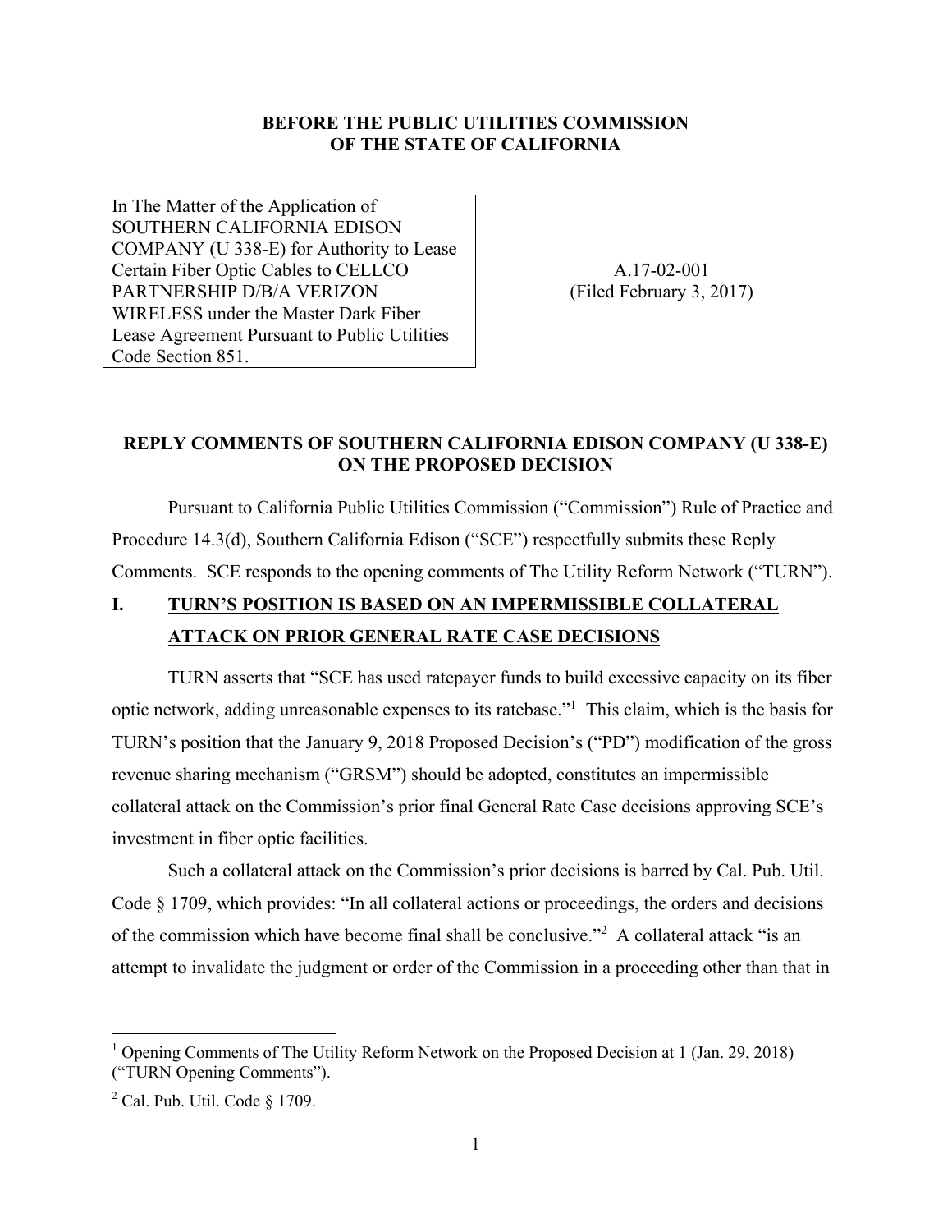**BEFORE THE PUBLIC UTILITIES COMMISSION OF THE STATE OF CALIFORNIA**

| | |
|---|---|
| In The Matter of the Application of SOUTHERN CALIFORNIA EDISON COMPANY (U 338-E) for Authority to Lease Certain Fiber Optic Cables to CELLCO PARTNERSHIP D/B/A VERIZON WIRELESS under the Master Dark Fiber Lease Agreement Pursuant to Public Utilities Code Section 851. | A.17-02-001 (Filed February 3, 2017) |

**REPLY COMMENTS OF SOUTHERN CALIFORNIA EDISON COMPANY (U 338-E) ON THE PROPOSED DECISION**

Pursuant to California Public Utilities Commission ("Commission") Rule of Practice and Procedure 14.3(d), Southern California Edison ("SCE") respectfully submits these Reply Comments. SCE responds to the opening comments of The Utility Reform Network ("TURN").

## I. TURN'S POSITION IS BASED ON AN IMPERMISSIBLE COLLATERAL ATTACK ON PRIOR GENERAL RATE CASE DECISIONS

TURN asserts that "SCE has used ratepayer funds to build excessive capacity on its fiber optic network, adding unreasonable expenses to its ratebase."[1] This claim, which is the basis for TURN's position that the January 9, 2018 Proposed Decision's ("PD") modification of the gross revenue sharing mechanism ("GRSM") should be adopted, constitutes an impermissible collateral attack on the Commission's prior final General Rate Case decisions approving SCE's investment in fiber optic facilities.

Such a collateral attack on the Commission's prior decisions is barred by Cal. Pub. Util. Code § 1709, which provides: "In all collateral actions or proceedings, the orders and decisions of the commission which have become final shall be conclusive."[2] A collateral attack "is an attempt to invalidate the judgment or order of the Commission in a proceeding other than that in

---

[1] Opening Comments of The Utility Reform Network on the Proposed Decision at 1 (Jan. 29, 2018) ("TURN Opening Comments").

[2] Cal. Pub. Util. Code § 1709.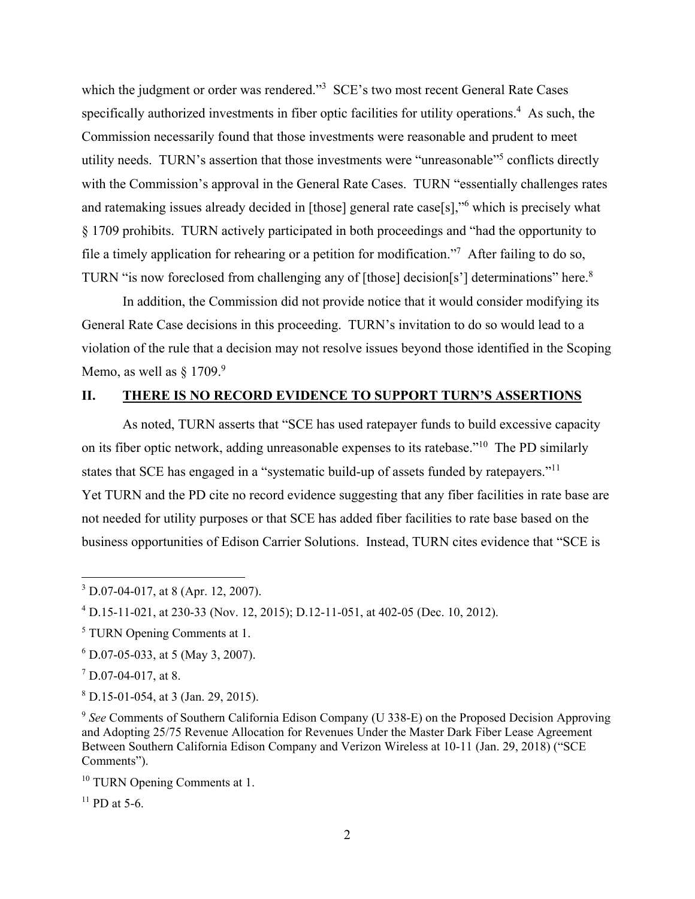which the judgment or order was rendered."[3] SCE's two most recent General Rate Cases specifically authorized investments in fiber optic facilities for utility operations.[4] As such, the Commission necessarily found that those investments were reasonable and prudent to meet utility needs. TURN's assertion that those investments were "unreasonable"[5] conflicts directly with the Commission's approval in the General Rate Cases. TURN "essentially challenges rates and ratemaking issues already decided in [those] general rate case[s],"[6] which is precisely what § 1709 prohibits. TURN actively participated in both proceedings and "had the opportunity to file a timely application for rehearing or a petition for modification."[7] After failing to do so, TURN "is now foreclosed from challenging any of [those] decision[s'] determinations" here.[8]

In addition, the Commission did not provide notice that it would consider modifying its General Rate Case decisions in this proceeding. TURN's invitation to do so would lead to a violation of the rule that a decision may not resolve issues beyond those identified in the Scoping Memo, as well as § 1709.[9]

## II. THERE IS NO RECORD EVIDENCE TO SUPPORT TURN'S ASSERTIONS

As noted, TURN asserts that "SCE has used ratepayer funds to build excessive capacity on its fiber optic network, adding unreasonable expenses to its ratebase."[10] The PD similarly states that SCE has engaged in a "systematic build-up of assets funded by ratepayers."[11] Yet TURN and the PD cite no record evidence suggesting that any fiber facilities in rate base are not needed for utility purposes or that SCE has added fiber facilities to rate base based on the business opportunities of Edison Carrier Solutions. Instead, TURN cites evidence that "SCE is

---

[3] D.07-04-017, at 8 (Apr. 12, 2007).

[4] D.15-11-021, at 230-33 (Nov. 12, 2015); D.12-11-051, at 402-05 (Dec. 10, 2012).

[5] TURN Opening Comments at 1.

[6] D.07-05-033, at 5 (May 3, 2007).

[7] D.07-04-017, at 8.

[8] D.15-01-054, at 3 (Jan. 29, 2015).

[9] *See* Comments of Southern California Edison Company (U 338-E) on the Proposed Decision Approving and Adopting 25/75 Revenue Allocation for Revenues Under the Master Dark Fiber Lease Agreement Between Southern California Edison Company and Verizon Wireless at 10-11 (Jan. 29, 2018) ("SCE Comments").

[10] TURN Opening Comments at 1.

[11] PD at 5-6.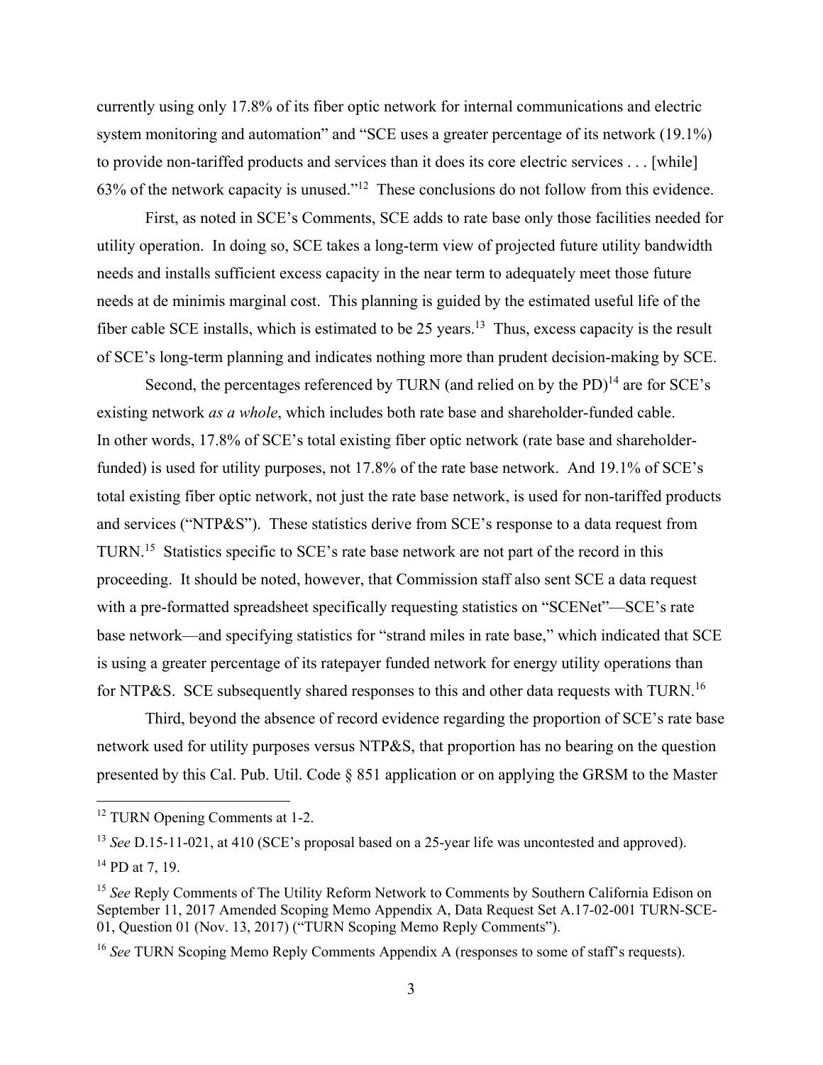currently using only 17.8% of its fiber optic network for internal communications and electric system monitoring and automation" and "SCE uses a greater percentage of its network (19.1%) to provide non-tariffed products and services than it does its core electric services . . . [while] 63% of the network capacity is unused."[12] These conclusions do not follow from this evidence.

First, as noted in SCE's Comments, SCE adds to rate base only those facilities needed for utility operation. In doing so, SCE takes a long-term view of projected future utility bandwidth needs and installs sufficient excess capacity in the near term to adequately meet those future needs at de minimis marginal cost. This planning is guided by the estimated useful life of the fiber cable SCE installs, which is estimated to be 25 years.[13] Thus, excess capacity is the result of SCE's long-term planning and indicates nothing more than prudent decision-making by SCE.

Second, the percentages referenced by TURN (and relied on by the PD)[14] are for SCE's existing network *as a whole*, which includes both rate base and shareholder-funded cable. In other words, 17.8% of SCE's total existing fiber optic network (rate base and shareholder-funded) is used for utility purposes, not 17.8% of the rate base network. And 19.1% of SCE's total existing fiber optic network, not just the rate base network, is used for non-tariffed products and services ("NTP&S"). These statistics derive from SCE's response to a data request from TURN.[15] Statistics specific to SCE's rate base network are not part of the record in this proceeding. It should be noted, however, that Commission staff also sent SCE a data request with a pre-formatted spreadsheet specifically requesting statistics on "SCENet"—SCE's rate base network—and specifying statistics for "strand miles in rate base," which indicated that SCE is using a greater percentage of its ratepayer funded network for energy utility operations than for NTP&S. SCE subsequently shared responses to this and other data requests with TURN.[16]

Third, beyond the absence of record evidence regarding the proportion of SCE's rate base network used for utility purposes versus NTP&S, that proportion has no bearing on the question presented by this Cal. Pub. Util. Code § 851 application or on applying the GRSM to the Master

---

[12] TURN Opening Comments at 1-2.

[13] *See* D.15-11-021, at 410 (SCE's proposal based on a 25-year life was uncontested and approved).

[14] PD at 7, 19.

[15] *See* Reply Comments of The Utility Reform Network to Comments by Southern California Edison on September 11, 2017 Amended Scoping Memo Appendix A, Data Request Set A.17-02-001 TURN-SCE-01, Question 01 (Nov. 13, 2017) ("TURN Scoping Memo Reply Comments").

[16] *See* TURN Scoping Memo Reply Comments Appendix A (responses to some of staff's requests).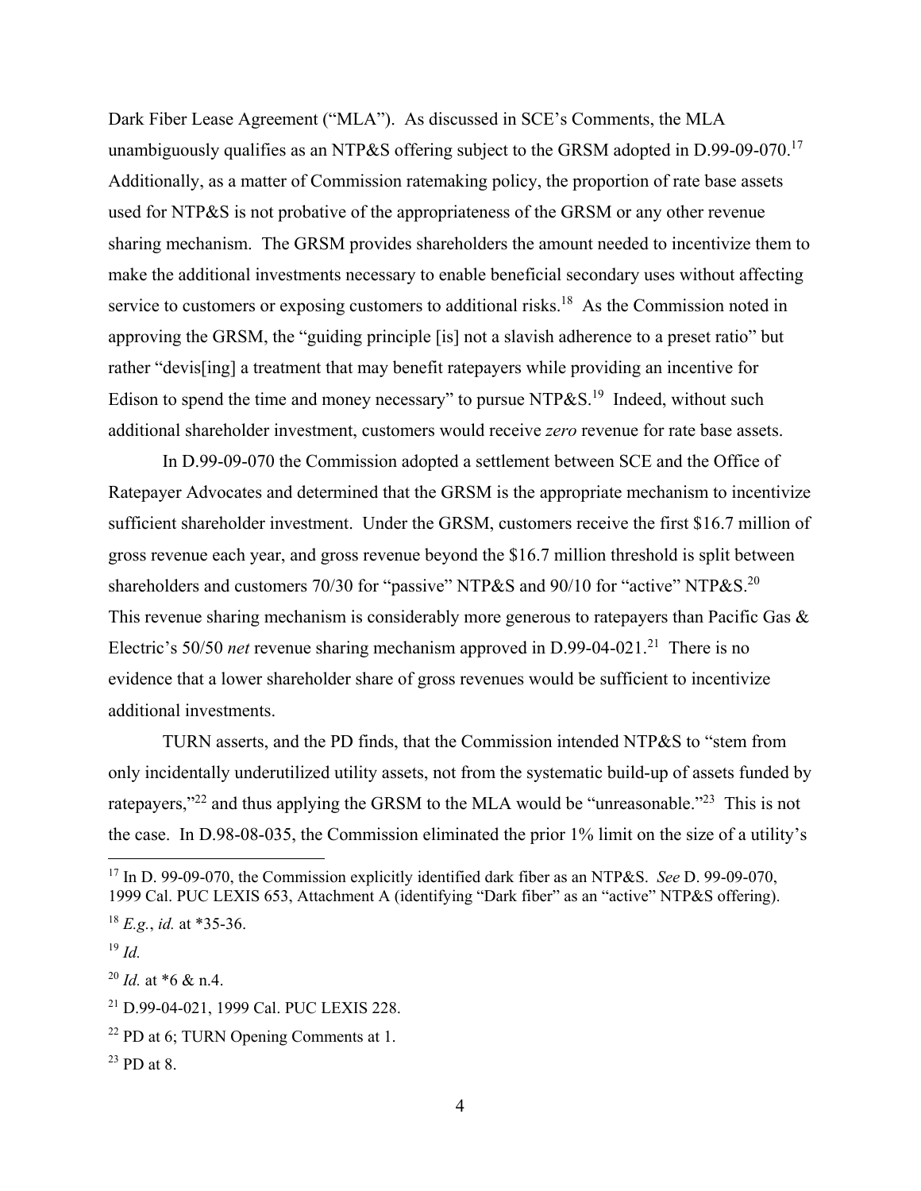Dark Fiber Lease Agreement ("MLA"). As discussed in SCE's Comments, the MLA unambiguously qualifies as an NTP&S offering subject to the GRSM adopted in D.99-09-070.[17] Additionally, as a matter of Commission ratemaking policy, the proportion of rate base assets used for NTP&S is not probative of the appropriateness of the GRSM or any other revenue sharing mechanism. The GRSM provides shareholders the amount needed to incentivize them to make the additional investments necessary to enable beneficial secondary uses without affecting service to customers or exposing customers to additional risks.[18] As the Commission noted in approving the GRSM, the "guiding principle [is] not a slavish adherence to a preset ratio" but rather "devis[ing] a treatment that may benefit ratepayers while providing an incentive for Edison to spend the time and money necessary" to pursue NTP&S.[19] Indeed, without such additional shareholder investment, customers would receive *zero* revenue for rate base assets.

In D.99-09-070 the Commission adopted a settlement between SCE and the Office of Ratepayer Advocates and determined that the GRSM is the appropriate mechanism to incentivize sufficient shareholder investment. Under the GRSM, customers receive the first $16.7 million of gross revenue each year, and gross revenue beyond the $16.7 million threshold is split between shareholders and customers 70/30 for "passive" NTP&S and 90/10 for "active" NTP&S.[20] This revenue sharing mechanism is considerably more generous to ratepayers than Pacific Gas & Electric's 50/50 *net* revenue sharing mechanism approved in D.99-04-021.[21] There is no evidence that a lower shareholder share of gross revenues would be sufficient to incentivize additional investments.

TURN asserts, and the PD finds, that the Commission intended NTP&S to "stem from only incidentally underutilized utility assets, not from the systematic build-up of assets funded by ratepayers,"[22] and thus applying the GRSM to the MLA would be "unreasonable."[23] This is not the case. In D.98-08-035, the Commission eliminated the prior 1% limit on the size of a utility's

---

[17] In D. 99-09-070, the Commission explicitly identified dark fiber as an NTP&S. *See* D. 99-09-070, 1999 Cal. PUC LEXIS 653, Attachment A (identifying "Dark fiber" as an "active" NTP&S offering).

[18] *E.g.*, *id.* at *35-36.

[19] *Id.*

[20] *Id.* at *6 & n.4.

[21] D.99-04-021, 1999 Cal. PUC LEXIS 228.

[22] PD at 6; TURN Opening Comments at 1.

[23] PD at 8.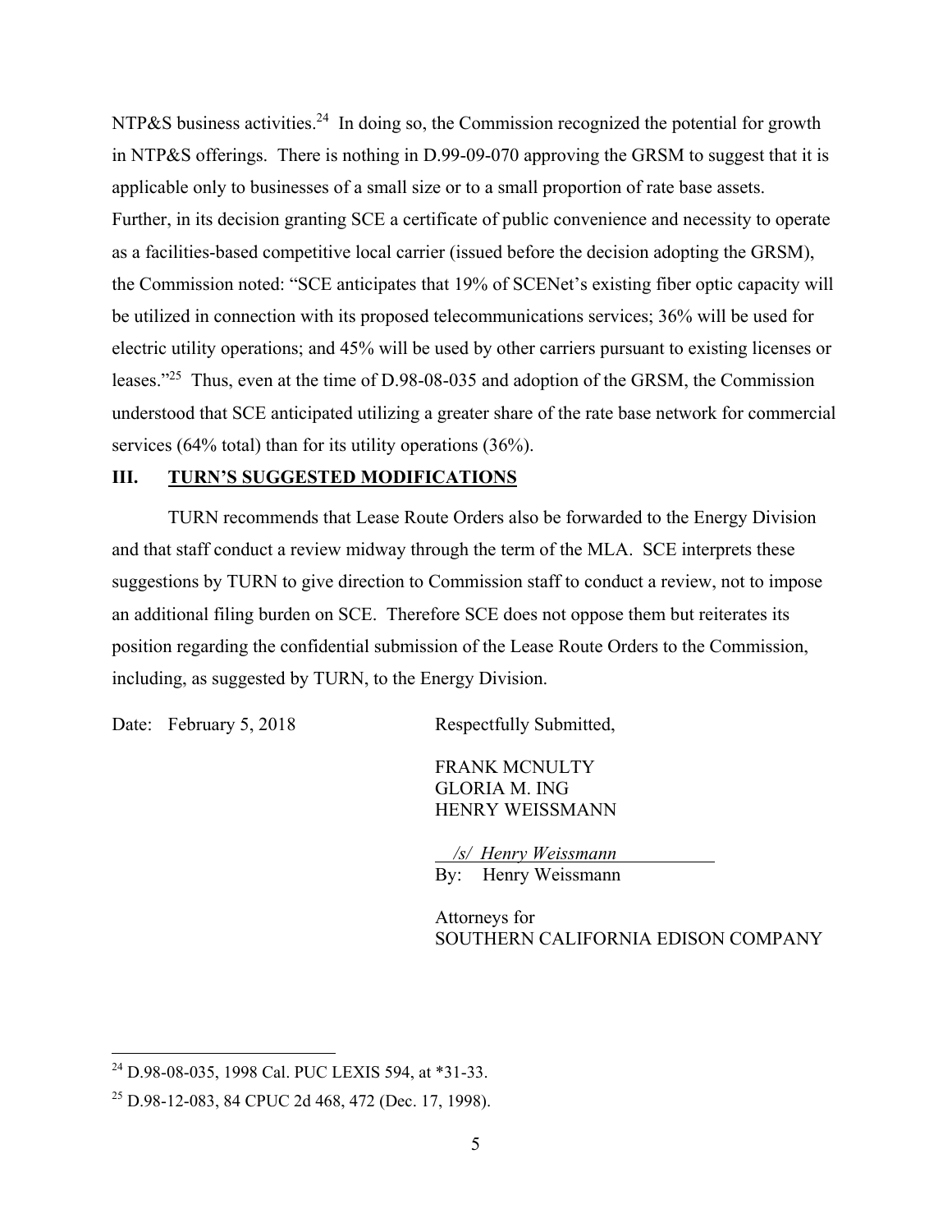NTP&S business activities.[24] In doing so, the Commission recognized the potential for growth in NTP&S offerings. There is nothing in D.99-09-070 approving the GRSM to suggest that it is applicable only to businesses of a small size or to a small proportion of rate base assets. Further, in its decision granting SCE a certificate of public convenience and necessity to operate as a facilities-based competitive local carrier (issued before the decision adopting the GRSM), the Commission noted: "SCE anticipates that 19% of SCENet's existing fiber optic capacity will be utilized in connection with its proposed telecommunications services; 36% will be used for electric utility operations; and 45% will be used by other carriers pursuant to existing licenses or leases."[25] Thus, even at the time of D.98-08-035 and adoption of the GRSM, the Commission understood that SCE anticipated utilizing a greater share of the rate base network for commercial services (64% total) than for its utility operations (36%).

## III. TURN'S SUGGESTED MODIFICATIONS

TURN recommends that Lease Route Orders also be forwarded to the Energy Division and that staff conduct a review midway through the term of the MLA. SCE interprets these suggestions by TURN to give direction to Commission staff to conduct a review, not to impose an additional filing burden on SCE. Therefore SCE does not oppose them but reiterates its position regarding the confidential submission of the Lease Route Orders to the Commission, including, as suggested by TURN, to the Energy Division.

Date: February 5, 2018

Respectfully Submitted,

FRANK MCNULTY
GLORIA M. ING
HENRY WEISSMANN

*/s/ Henry Weissmann*
By: Henry Weissmann

Attorneys for
SOUTHERN CALIFORNIA EDISON COMPANY

---

[24] D.98-08-035, 1998 Cal. PUC LEXIS 594, at *31-33.

[25] D.98-12-083, 84 CPUC 2d 468, 472 (Dec. 17, 1998).